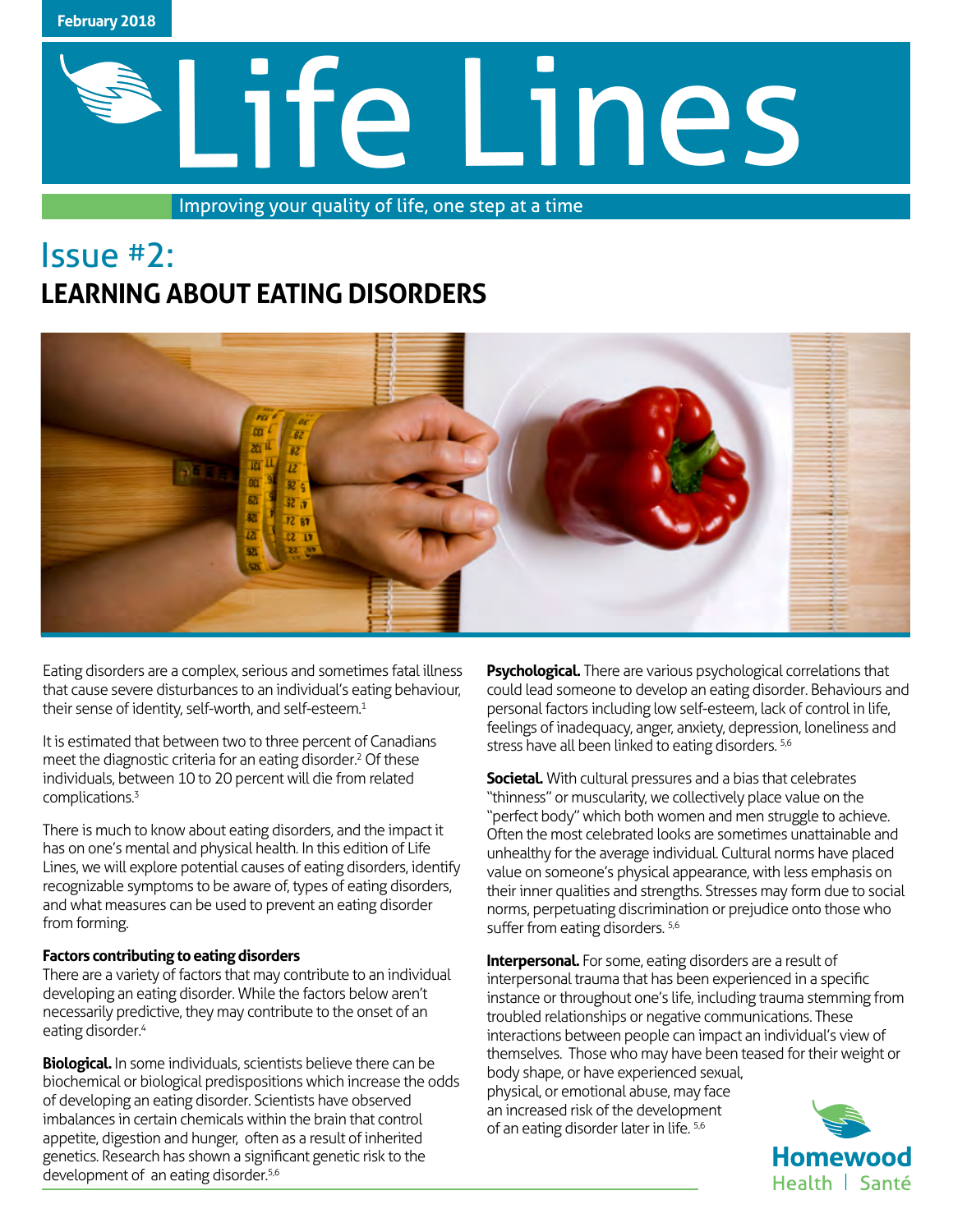February 2018

# Life Lines

Improving your quality of life, one step at a time

## Issue #2:
## LEARNING ABOUT EATING DISORDERS

Eating disorders are a complex, serious and sometimes fatal illness that cause severe disturbances to an individual's eating behaviour, their sense of identity, self-worth, and self-esteem.[1]

It is estimated that between two to three percent of Canadians meet the diagnostic criteria for an eating disorder.[2] Of these individuals, between 10 to 20 percent will die from related complications.[3]

There is much to know about eating disorders, and the impact it has on one's mental and physical health. In this edition of Life Lines, we will explore potential causes of eating disorders, identify recognizable symptoms to be aware of, types of eating disorders, and what measures can be used to prevent an eating disorder from forming.

**Factors contributing to eating disorders**

There are a variety of factors that may contribute to an individual developing an eating disorder. While the factors below aren't necessarily predictive, they may contribute to the onset of an eating disorder.[4]

**Biological.** In some individuals, scientists believe there can be biochemical or biological predispositions which increase the odds of developing an eating disorder. Scientists have observed imbalances in certain chemicals within the brain that control appetite, digestion and hunger, often as a result of inherited genetics. Research has shown a significant genetic risk to the development of an eating disorder.[5,6]

**Psychological.** There are various psychological correlations that could lead someone to develop an eating disorder. Behaviours and personal factors including low self-esteem, lack of control in life, feelings of inadequacy, anger, anxiety, depression, loneliness and stress have all been linked to eating disorders.[5,6]

**Societal.** With cultural pressures and a bias that celebrates "thinness" or muscularity, we collectively place value on the "perfect body" which both women and men struggle to achieve. Often the most celebrated looks are sometimes unattainable and unhealthy for the average individual. Cultural norms have placed value on someone's physical appearance, with less emphasis on their inner qualities and strengths. Stresses may form due to social norms, perpetuating discrimination or prejudice onto those who suffer from eating disorders.[5,6]

**Interpersonal.** For some, eating disorders are a result of interpersonal trauma that has been experienced in a specific instance or throughout one's life, including trauma stemming from troubled relationships or negative communications. These interactions between people can impact an individual's view of themselves. Those who may have been teased for their weight or body shape, or have experienced sexual, physical, or emotional abuse, may face an increased risk of the development of an eating disorder later in life.[5,6]

Homewood Health | Santé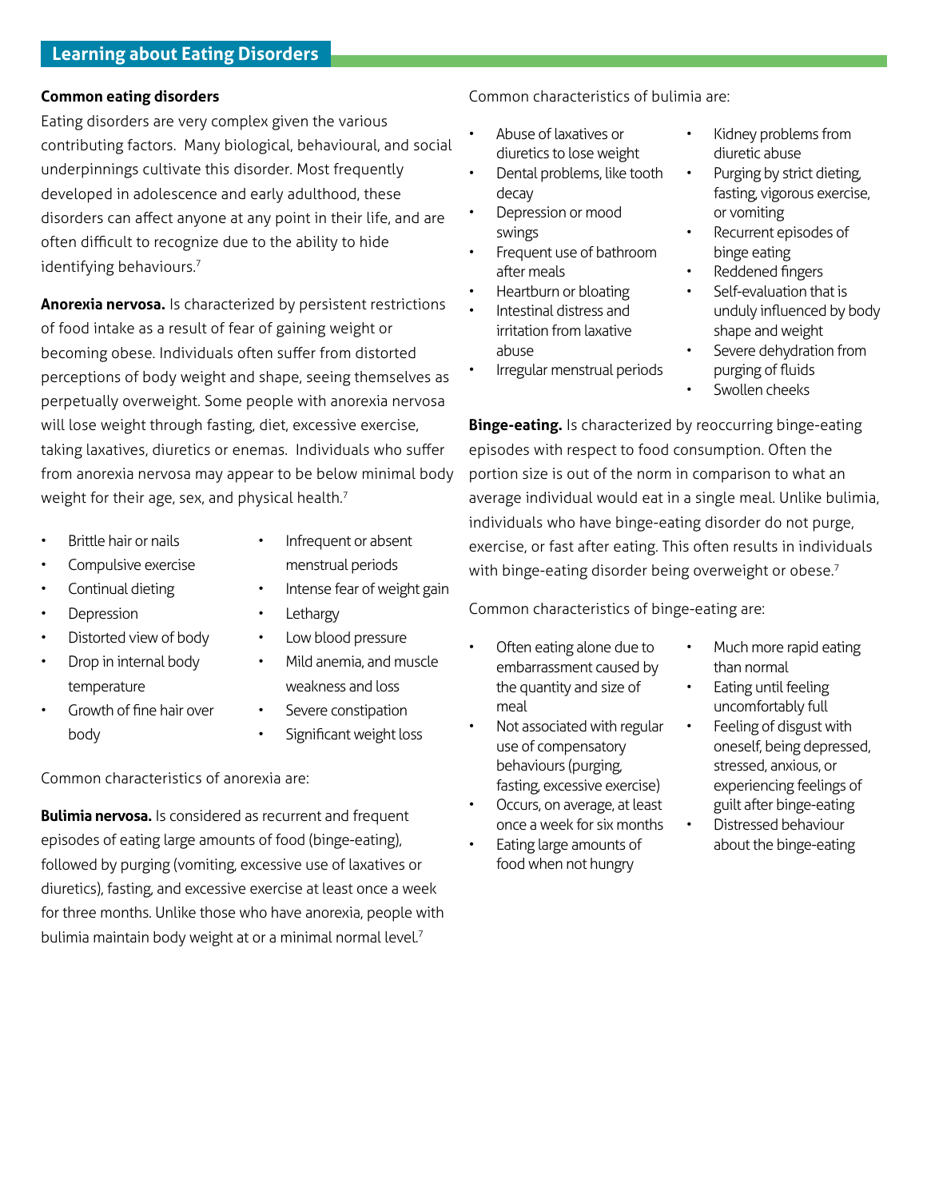## Learning about Eating Disorders

**Common eating disorders**

Eating disorders are very complex given the various contributing factors. Many biological, behavioural, and social underpinnings cultivate this disorder. Most frequently developed in adolescence and early adulthood, these disorders can affect anyone at any point in their life, and are often difficult to recognize due to the ability to hide identifying behaviours.[7]

**Anorexia nervosa.** Is characterized by persistent restrictions of food intake as a result of fear of gaining weight or becoming obese. Individuals often suffer from distorted perceptions of body weight and shape, seeing themselves as perpetually overweight. Some people with anorexia nervosa will lose weight through fasting, diet, excessive exercise, taking laxatives, diuretics or enemas. Individuals who suffer from anorexia nervosa may appear to be below minimal body weight for their age, sex, and physical health.[7]

- Brittle hair or nails
- Compulsive exercise
- Continual dieting
- Depression
- Distorted view of body
- Drop in internal body temperature
- Growth of fine hair over body
- Infrequent or absent menstrual periods
- Intense fear of weight gain
- Lethargy
- Low blood pressure
- Mild anemia, and muscle weakness and loss
- Severe constipation
- Significant weight loss

Common characteristics of anorexia are:

**Bulimia nervosa.** Is considered as recurrent and frequent episodes of eating large amounts of food (binge-eating), followed by purging (vomiting, excessive use of laxatives or diuretics), fasting, and excessive exercise at least once a week for three months. Unlike those who have anorexia, people with bulimia maintain body weight at or a minimal normal level.[7]

Common characteristics of bulimia are:

- Abuse of laxatives or diuretics to lose weight
- Dental problems, like tooth decay
- Depression or mood swings
- Frequent use of bathroom after meals
- Heartburn or bloating
- Intestinal distress and irritation from laxative abuse
- Irregular menstrual periods
- Kidney problems from diuretic abuse
- Purging by strict dieting, fasting, vigorous exercise, or vomiting
- Recurrent episodes of binge eating
- Reddened fingers
- Self-evaluation that is unduly influenced by body shape and weight
- Severe dehydration from purging of fluids
- Swollen cheeks

**Binge-eating.** Is characterized by reoccurring binge-eating episodes with respect to food consumption. Often the portion size is out of the norm in comparison to what an average individual would eat in a single meal. Unlike bulimia, individuals who have binge-eating disorder do not purge, exercise, or fast after eating. This often results in individuals with binge-eating disorder being overweight or obese.[7]

Common characteristics of binge-eating are:

- Often eating alone due to embarrassment caused by the quantity and size of meal
- Not associated with regular use of compensatory behaviours (purging, fasting, excessive exercise)
- Occurs, on average, at least once a week for six months
- Eating large amounts of food when not hungry
- Much more rapid eating than normal
- Eating until feeling uncomfortably full
- Feeling of disgust with oneself, being depressed, stressed, anxious, or experiencing feelings of guilt after binge-eating
- Distressed behaviour about the binge-eating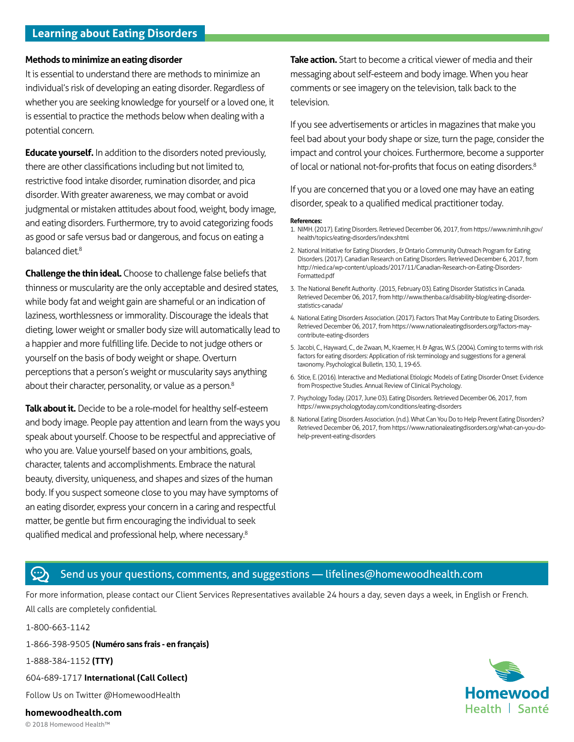## Learning about Eating Disorders

**Methods to minimize an eating disorder**

It is essential to understand there are methods to minimize an individual's risk of developing an eating disorder. Regardless of whether you are seeking knowledge for yourself or a loved one, it is essential to practice the methods below when dealing with a potential concern.

**Educate yourself.** In addition to the disorders noted previously, there are other classifications including but not limited to, restrictive food intake disorder, rumination disorder, and pica disorder. With greater awareness, we may combat or avoid judgmental or mistaken attitudes about food, weight, body image, and eating disorders. Furthermore, try to avoid categorizing foods as good or safe versus bad or dangerous, and focus on eating a balanced diet.[8]

**Challenge the thin ideal.** Choose to challenge false beliefs that thinness or muscularity are the only acceptable and desired states, while body fat and weight gain are shameful or an indication of laziness, worthlessness or immorality. Discourage the ideals that dieting, lower weight or smaller body size will automatically lead to a happier and more fulfilling life. Decide to not judge others or yourself on the basis of body weight or shape. Overturn perceptions that a person's weight or muscularity says anything about their character, personality, or value as a person.[8]

**Talk about it.** Decide to be a role-model for healthy self-esteem and body image. People pay attention and learn from the ways you speak about yourself. Choose to be respectful and appreciative of who you are. Value yourself based on your ambitions, goals, character, talents and accomplishments. Embrace the natural beauty, diversity, uniqueness, and shapes and sizes of the human body. If you suspect someone close to you may have symptoms of an eating disorder, express your concern in a caring and respectful matter, be gentle but firm encouraging the individual to seek qualified medical and professional help, where necessary.[8]

**Take action.** Start to become a critical viewer of media and their messaging about self-esteem and body image. When you hear comments or see imagery on the television, talk back to the television.

If you see advertisements or articles in magazines that make you feel bad about your body shape or size, turn the page, consider the impact and control your choices. Furthermore, become a supporter of local or national not-for-profits that focus on eating disorders.[8]

If you are concerned that you or a loved one may have an eating disorder, speak to a qualified medical practitioner today.

**References:**

1. NIMH. (2017). Eating Disorders. Retrieved December 06, 2017, from https://www.nimh.nih.gov/health/topics/eating-disorders/index.shtml
2. National Initiative for Eating Disorders , & Ontario Community Outreach Program for Eating Disorders. (2017). Canadian Research on Eating Disorders. Retrieved December 6, 2017, from http://nied.ca/wp-content/uploads/2017/11/Canadian-Research-on-Eating-Disorders-Formatted.pdf
3. The National Benefit Authority . (2015, February 03). Eating Disorder Statistics in Canada. Retrieved December 06, 2017, from http://www.thenba.ca/disability-blog/eating-disorder-statistics-canada/
4. National Eating Disorders Association. (2017). Factors That May Contribute to Eating Disorders. Retrieved December 06, 2017, from https://www.nationaleatingdisorders.org/factors-may-contribute-eating-disorders
5. Jacobi, C., Hayward, C., de Zwaan, M., Kraemer, H. & Agras, W.S. (2004). Coming to terms with risk factors for eating disorders: Application of risk terminology and suggestions for a general taxonomy. Psychological Bulletin, 130, 1, 19-65.
6. Stice, E. (2016). Interactive and Mediational Etiologic Models of Eating Disorder Onset: Evidence from Prospective Studies. Annual Review of Clinical Psychology.
7. Psychology Today. (2017, June 03). Eating Disorders. Retrieved December 06, 2017, from https://www.psychologytoday.com/conditions/eating-disorders
8. National Eating Disorders Association. (n.d.). What Can You Do to Help Prevent Eating Disorders? Retrieved December 06, 2017, from https://www.nationaleatingdisorders.org/what-can-you-do-help-prevent-eating-disorders

Send us your questions, comments, and suggestions — lifelines@homewoodhealth.com

For more information, please contact our Client Services Representatives available 24 hours a day, seven days a week, in English or French. All calls are completely confidential.

1-800-663-1142

1-866-398-9505 **(Numéro sans frais - en français)**

1-888-384-1152 **(TTY)**

604-689-1717 **International (Call Collect)**

Follow Us on Twitter @HomewoodHealth

**homewoodhealth.com**

© 2018 Homewood Health™

Homewood Health | Santé